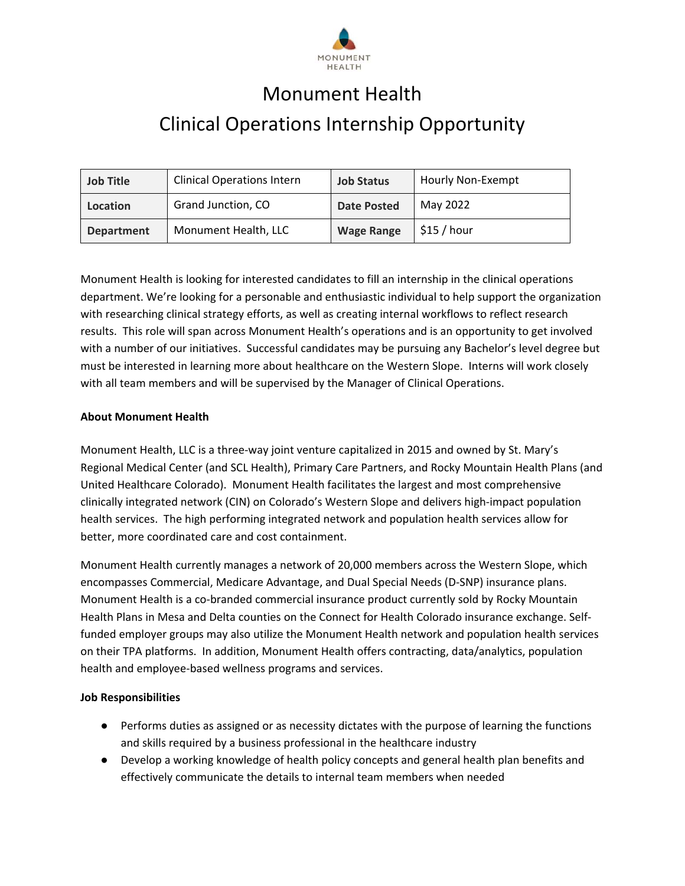# Monument Health

## Clinical Operations Internship Opportunity

| Job Title | Clinical Operations Intern | Job Status | Hourly Non-Exempt |
|---|---|---|---|
| Location | Grand Junction, CO | Date Posted | May 2022 |
| Department | Monument Health, LLC | Wage Range | $15 / hour |

Monument Health is looking for interested candidates to fill an internship in the clinical operations department. We're looking for a personable and enthusiastic individual to help support the organization with researching clinical strategy efforts, as well as creating internal workflows to reflect research results. This role will span across Monument Health's operations and is an opportunity to get involved with a number of our initiatives. Successful candidates may be pursuing any Bachelor's level degree but must be interested in learning more about healthcare on the Western Slope. Interns will work closely with all team members and will be supervised by the Manager of Clinical Operations.

**About Monument Health**

Monument Health, LLC is a three-way joint venture capitalized in 2015 and owned by St. Mary's Regional Medical Center (and SCL Health), Primary Care Partners, and Rocky Mountain Health Plans (and United Healthcare Colorado). Monument Health facilitates the largest and most comprehensive clinically integrated network (CIN) on Colorado's Western Slope and delivers high-impact population health services. The high performing integrated network and population health services allow for better, more coordinated care and cost containment.

Monument Health currently manages a network of 20,000 members across the Western Slope, which encompasses Commercial, Medicare Advantage, and Dual Special Needs (D-SNP) insurance plans. Monument Health is a co-branded commercial insurance product currently sold by Rocky Mountain Health Plans in Mesa and Delta counties on the Connect for Health Colorado insurance exchange. Self-funded employer groups may also utilize the Monument Health network and population health services on their TPA platforms. In addition, Monument Health offers contracting, data/analytics, population health and employee-based wellness programs and services.

**Job Responsibilities**

- Performs duties as assigned or as necessity dictates with the purpose of learning the functions and skills required by a business professional in the healthcare industry
- Develop a working knowledge of health policy concepts and general health plan benefits and effectively communicate the details to internal team members when needed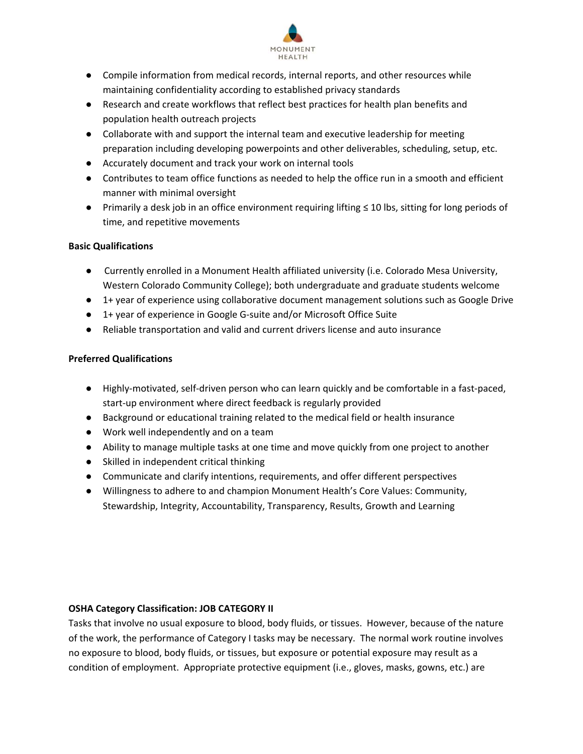- Compile information from medical records, internal reports, and other resources while maintaining confidentiality according to established privacy standards
- Research and create workflows that reflect best practices for health plan benefits and population health outreach projects
- Collaborate with and support the internal team and executive leadership for meeting preparation including developing powerpoints and other deliverables, scheduling, setup, etc.
- Accurately document and track your work on internal tools
- Contributes to team office functions as needed to help the office run in a smooth and efficient manner with minimal oversight
- Primarily a desk job in an office environment requiring lifting ≤ 10 lbs, sitting for long periods of time, and repetitive movements

**Basic Qualifications**

- Currently enrolled in a Monument Health affiliated university (i.e. Colorado Mesa University, Western Colorado Community College); both undergraduate and graduate students welcome
- 1+ year of experience using collaborative document management solutions such as Google Drive
- 1+ year of experience in Google G-suite and/or Microsoft Office Suite
- Reliable transportation and valid and current drivers license and auto insurance

**Preferred Qualifications**

- Highly-motivated, self-driven person who can learn quickly and be comfortable in a fast-paced, start-up environment where direct feedback is regularly provided
- Background or educational training related to the medical field or health insurance
- Work well independently and on a team
- Ability to manage multiple tasks at one time and move quickly from one project to another
- Skilled in independent critical thinking
- Communicate and clarify intentions, requirements, and offer different perspectives
- Willingness to adhere to and champion Monument Health's Core Values: Community, Stewardship, Integrity, Accountability, Transparency, Results, Growth and Learning

**OSHA Category Classification: JOB CATEGORY II**

Tasks that involve no usual exposure to blood, body fluids, or tissues. However, because of the nature of the work, the performance of Category I tasks may be necessary. The normal work routine involves no exposure to blood, body fluids, or tissues, but exposure or potential exposure may result as a condition of employment. Appropriate protective equipment (i.e., gloves, masks, gowns, etc.) are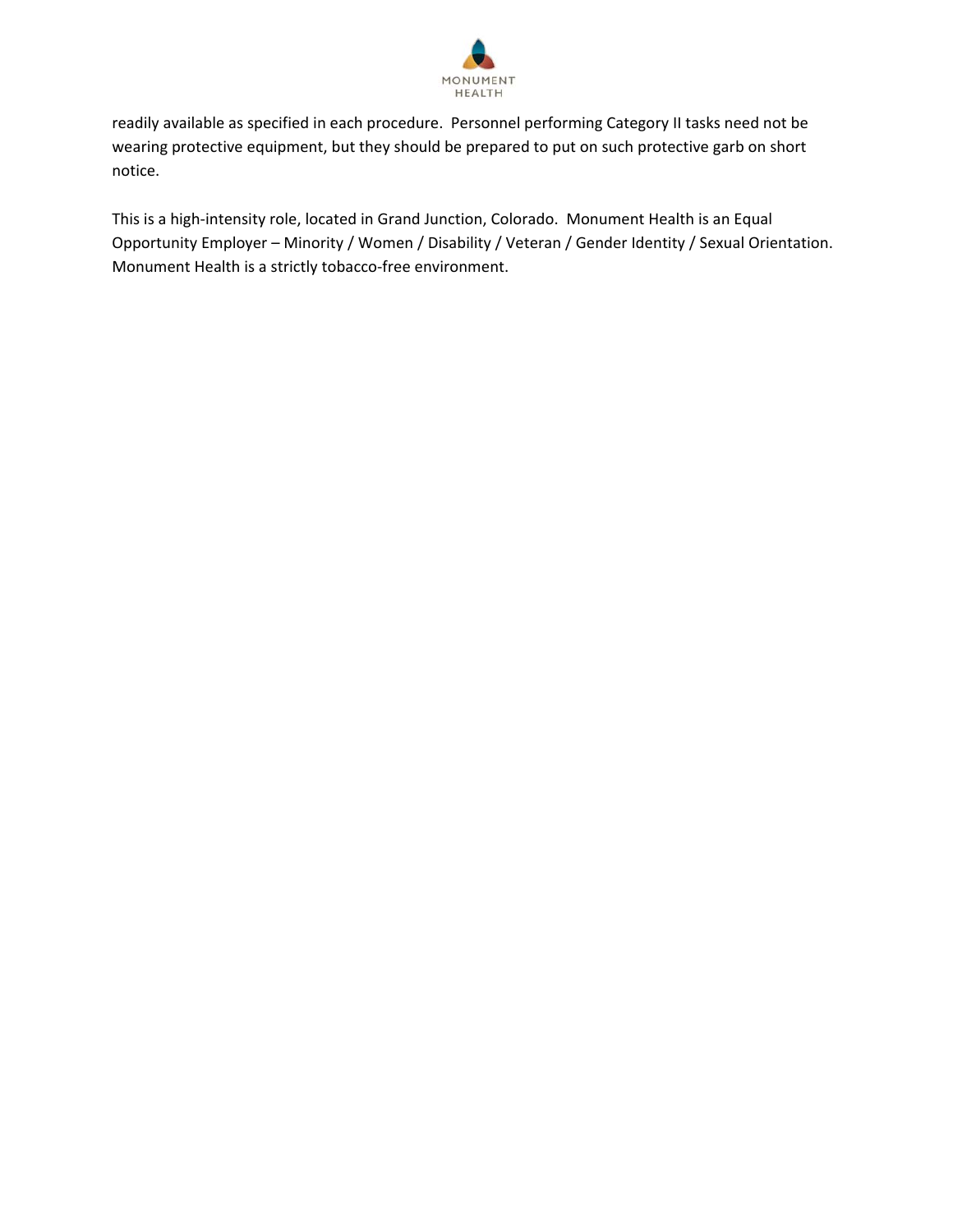readily available as specified in each procedure. Personnel performing Category II tasks need not be wearing protective equipment, but they should be prepared to put on such protective garb on short notice.

This is a high-intensity role, located in Grand Junction, Colorado. Monument Health is an Equal Opportunity Employer – Minority / Women / Disability / Veteran / Gender Identity / Sexual Orientation. Monument Health is a strictly tobacco-free environment.